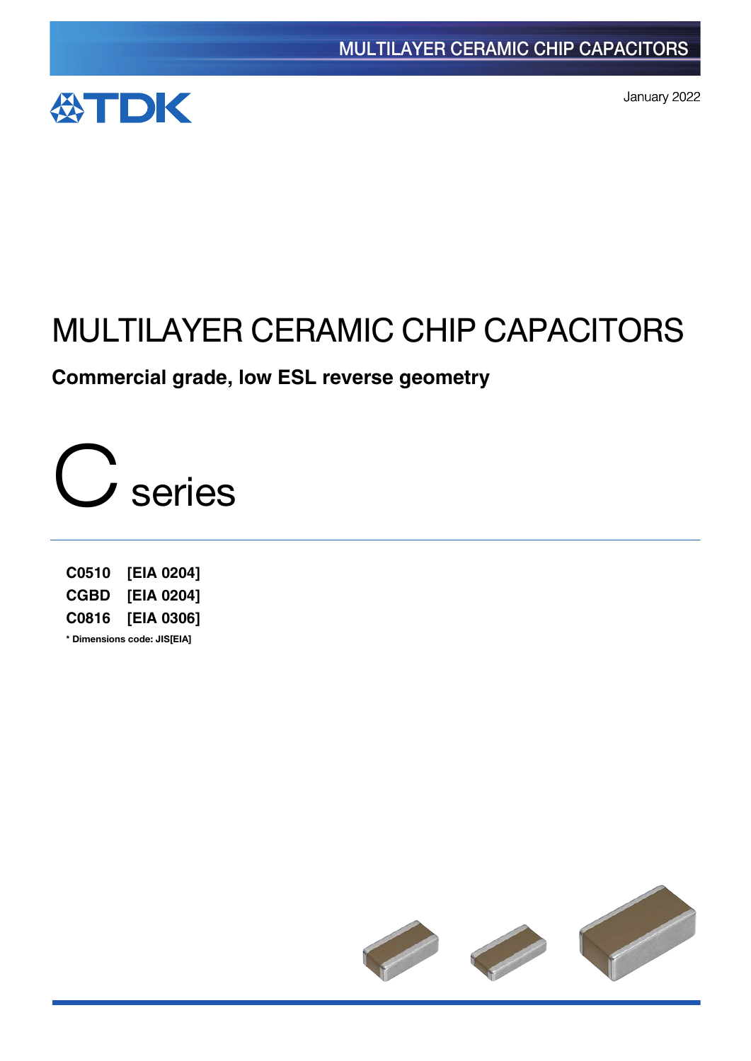TDK

January 2022

# MULTILAYER CERAMIC CHIP CAPACITORS

## Commercial grade, low ESL reverse geometry

# C series

**C0510 [EIA 0204]**
**CGBD [EIA 0204]**
**C0816 [EIA 0306]**

**\* Dimensions code: JIS[EIA]**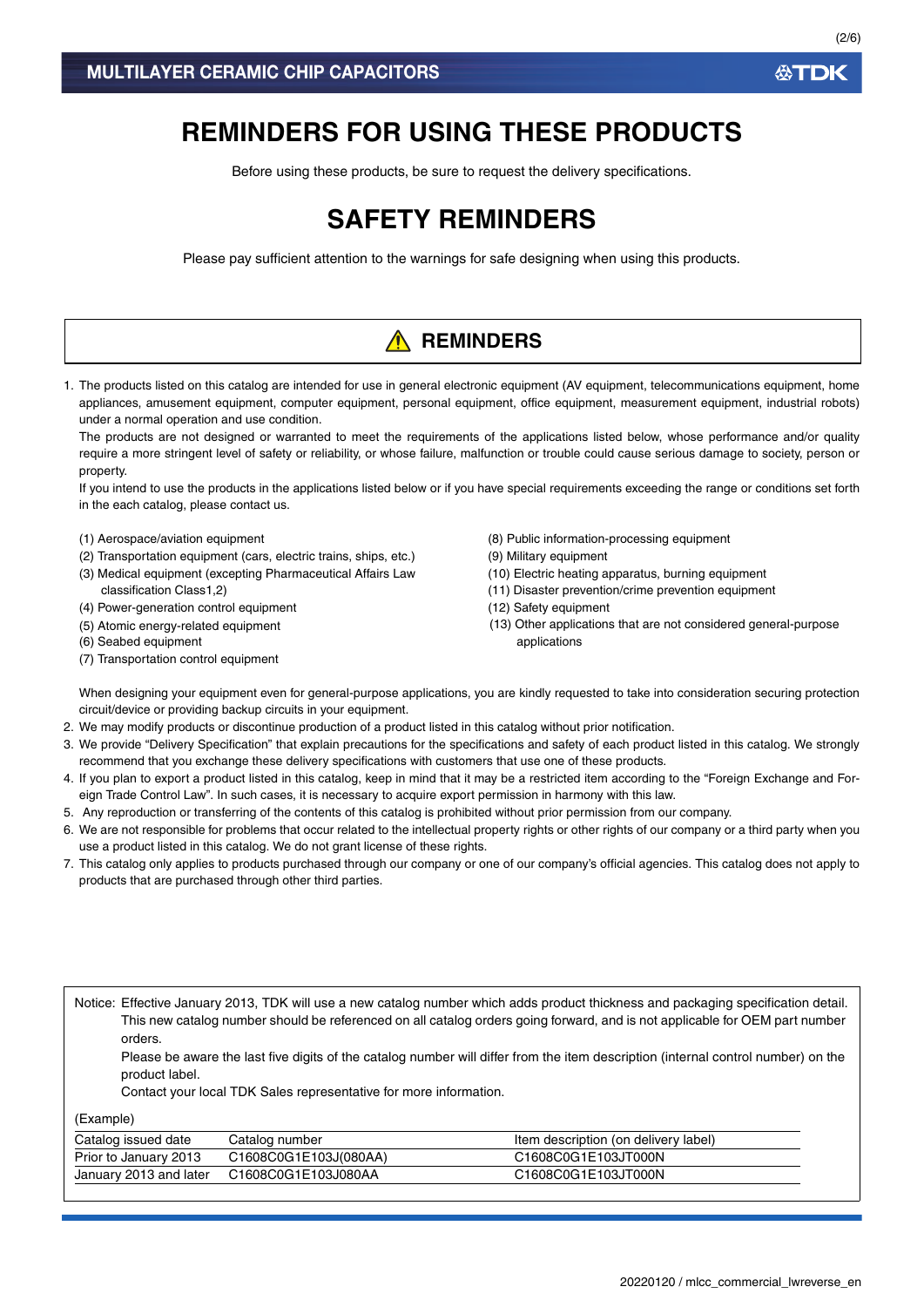# REMINDERS FOR USING THESE PRODUCTS

Before using these products, be sure to request the delivery specifications.

# SAFETY REMINDERS

Please pay sufficient attention to the warnings for safe designing when using this products.

## ⚠ REMINDERS

1. The products listed on this catalog are intended for use in general electronic equipment (AV equipment, telecommunications equipment, home appliances, amusement equipment, computer equipment, personal equipment, office equipment, measurement equipment, industrial robots) under a normal operation and use condition.
   The products are not designed or warranted to meet the requirements of the applications listed below, whose performance and/or quality require a more stringent level of safety or reliability, or whose failure, malfunction or trouble could cause serious damage to society, person or property.
   If you intend to use the products in the applications listed below or if you have special requirements exceeding the range or conditions set forth in the each catalog, please contact us.

   (1) Aerospace/aviation equipment
   (2) Transportation equipment (cars, electric trains, ships, etc.)
   (3) Medical equipment (excepting Pharmaceutical Affairs Law classification Class1,2)
   (4) Power-generation control equipment
   (5) Atomic energy-related equipment
   (6) Seabed equipment
   (7) Transportation control equipment
   (8) Public information-processing equipment
   (9) Military equipment
   (10) Electric heating apparatus, burning equipment
   (11) Disaster prevention/crime prevention equipment
   (12) Safety equipment
   (13) Other applications that are not considered general-purpose applications

   When designing your equipment even for general-purpose applications, you are kindly requested to take into consideration securing protection circuit/device or providing backup circuits in your equipment.
2. We may modify products or discontinue production of a product listed in this catalog without prior notification.
3. We provide “Delivery Specification” that explain precautions for the specifications and safety of each product listed in this catalog. We strongly recommend that you exchange these delivery specifications with customers that use one of these products.
4. If you plan to export a product listed in this catalog, keep in mind that it may be a restricted item according to the “Foreign Exchange and Foreign Trade Control Law”. In such cases, it is necessary to acquire export permission in harmony with this law.
5. Any reproduction or transferring of the contents of this catalog is prohibited without prior permission from our company.
6. We are not responsible for problems that occur related to the intellectual property rights or other rights of our company or a third party when you use a product listed in this catalog. We do not grant license of these rights.
7. This catalog only applies to products purchased through our company or one of our company’s official agencies. This catalog does not apply to products that are purchased through other third parties.

Notice: Effective January 2013, TDK will use a new catalog number which adds product thickness and packaging specification detail. This new catalog number should be referenced on all catalog orders going forward, and is not applicable for OEM part number orders.
Please be aware the last five digits of the catalog number will differ from the item description (internal control number) on the product label.
Contact your local TDK Sales representative for more information.

(Example)

| Catalog issued date | Catalog number | Item description (on delivery label) |
|---|---|---|
| Prior to January 2013 | C1608C0G1E103J(080AA) | C1608C0G1E103JT000N |
| January 2013 and later | C1608C0G1E103J080AA | C1608C0G1E103JT000N |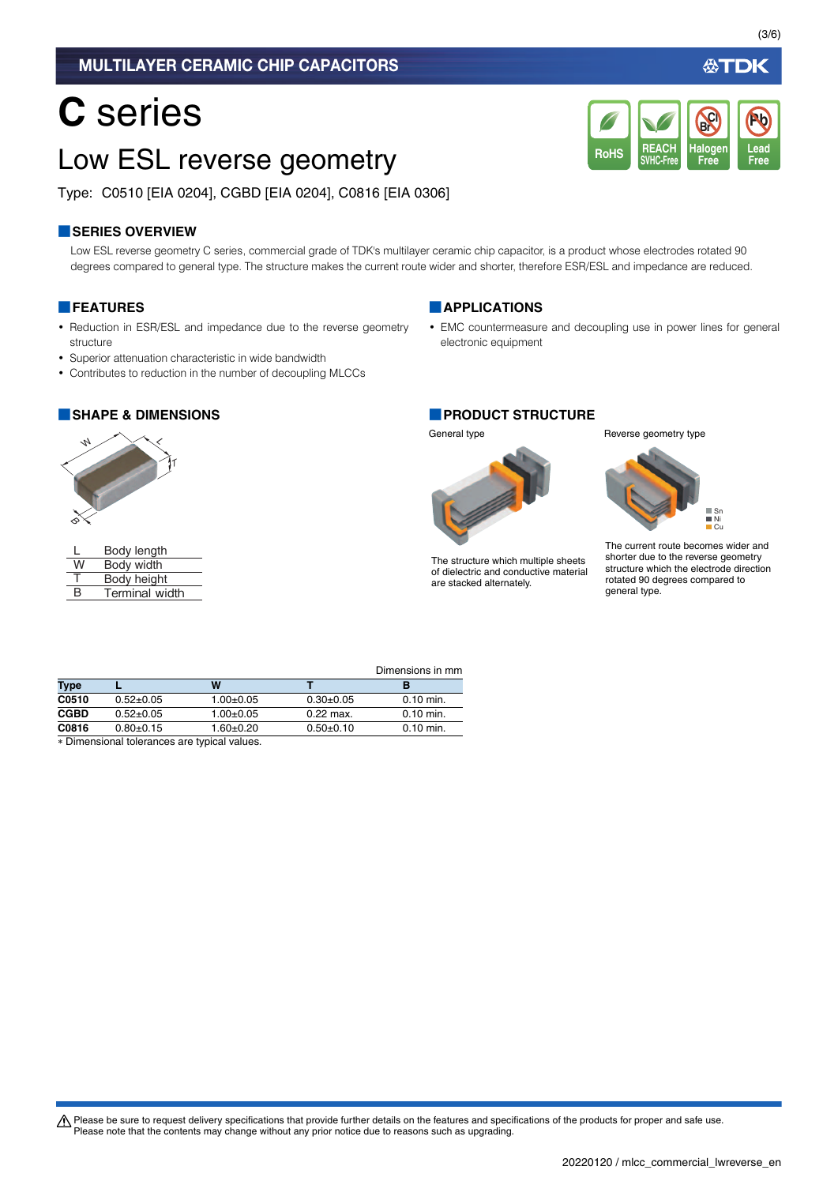MULTILAYER CERAMIC CHIP CAPACITORS

# C series

## Low ESL reverse geometry

Type: C0510 [EIA 0204], CGBD [EIA 0204], C0816 [EIA 0306]

RoHS | REACH SVHC-Free | Halogen Free | Lead Free

### SERIES OVERVIEW

Low ESL reverse geometry C series, commercial grade of TDK's multilayer ceramic chip capacitor, is a product whose electrodes rotated 90 degrees compared to general type. The structure makes the current route wider and shorter, therefore ESR/ESL and impedance are reduced.

### FEATURES

- Reduction in ESR/ESL and impedance due to the reverse geometry structure
- Superior attenuation characteristic in wide bandwidth
- Contributes to reduction in the number of decoupling MLCCs

### APPLICATIONS

- EMC countermeasure and decoupling use in power lines for general electronic equipment

### SHAPE & DIMENSIONS

| | |
|---|---|
| L | Body length |
| W | Body width |
| T | Body height |
| B | Terminal width |

Dimensions in mm

| Type | L | W | T | B |
|---|---|---|---|---|
| C0510 | 0.52±0.05 | 1.00±0.05 | 0.30±0.05 | 0.10 min. |
| CGBD | 0.52±0.05 | 1.00±0.05 | 0.22 max. | 0.10 min. |
| C0816 | 0.80±0.15 | 1.60±0.20 | 0.50±0.10 | 0.10 min. |

* Dimensional tolerances are typical values.

### PRODUCT STRUCTURE

General type

The structure which multiple sheets of dielectric and conductive material are stacked alternately.

Reverse geometry type

Sn
Ni
Cu

The current route becomes wider and shorter due to the reverse geometry structure which the electrode direction rotated 90 degrees compared to general type.

⚠ Please be sure to request delivery specifications that provide further details on the features and specifications of the products for proper and safe use.
Please note that the contents may change without any prior notice due to reasons such as upgrading.

20220120 / mlcc_commercial_lwreverse_en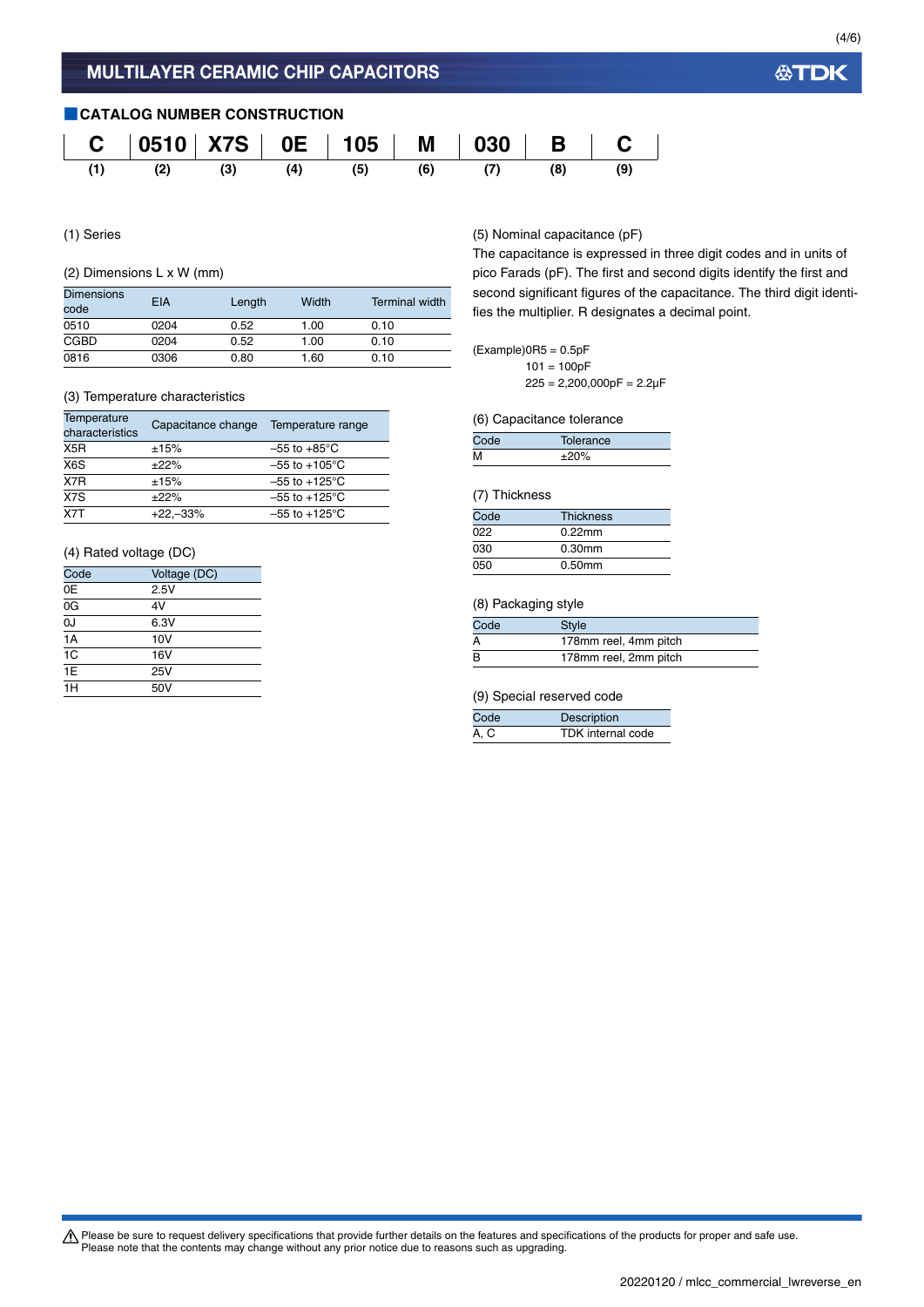# MULTILAYER CERAMIC CHIP CAPACITORS

## CATALOG NUMBER CONSTRUCTION

| C | 0510 | X7S | 0E | 105 | M | 030 | B | C |
|---|---|---|---|---|---|---|---|---|
| (1) | (2) | (3) | (4) | (5) | (6) | (7) | (8) | (9) |

(1) Series

(2) Dimensions L x W (mm)

| Dimensions code | EIA | Length | Width | Terminal width |
|---|---|---|---|---|
| 0510 | 0204 | 0.52 | 1.00 | 0.10 |
| CGBD | 0204 | 0.52 | 1.00 | 0.10 |
| 0816 | 0306 | 0.80 | 1.60 | 0.10 |

(3) Temperature characteristics

| Temperature characteristics | Capacitance change | Temperature range |
|---|---|---|
| X5R | ±15% | –55 to +85°C |
| X6S | ±22% | –55 to +105°C |
| X7R | ±15% | –55 to +125°C |
| X7S | ±22% | –55 to +125°C |
| X7T | +22,–33% | –55 to +125°C |

(4) Rated voltage (DC)

| Code | Voltage (DC) |
|---|---|
| 0E | 2.5V |
| 0G | 4V |
| 0J | 6.3V |
| 1A | 10V |
| 1C | 16V |
| 1E | 25V |
| 1H | 50V |

(5) Nominal capacitance (pF)

The capacitance is expressed in three digit codes and in units of pico Farads (pF). The first and second digits identify the first and second significant figures of the capacitance. The third digit identifies the multiplier. R designates a decimal point.

(Example) 0R5 = 0.5pF
101 = 100pF
225 = 2,200,000pF = 2.2μF

(6) Capacitance tolerance

| Code | Tolerance |
|---|---|
| M | ±20% |

(7) Thickness

| Code | Thickness |
|---|---|
| 022 | 0.22mm |
| 030 | 0.30mm |
| 050 | 0.50mm |

(8) Packaging style

| Code | Style |
|---|---|
| A | 178mm reel, 4mm pitch |
| B | 178mm reel, 2mm pitch |

(9) Special reserved code

| Code | Description |
|---|---|
| A, C | TDK internal code |

⚠ Please be sure to request delivery specifications that provide further details on the features and specifications of the products for proper and safe use.
Please note that the contents may change without any prior notice due to reasons such as upgrading.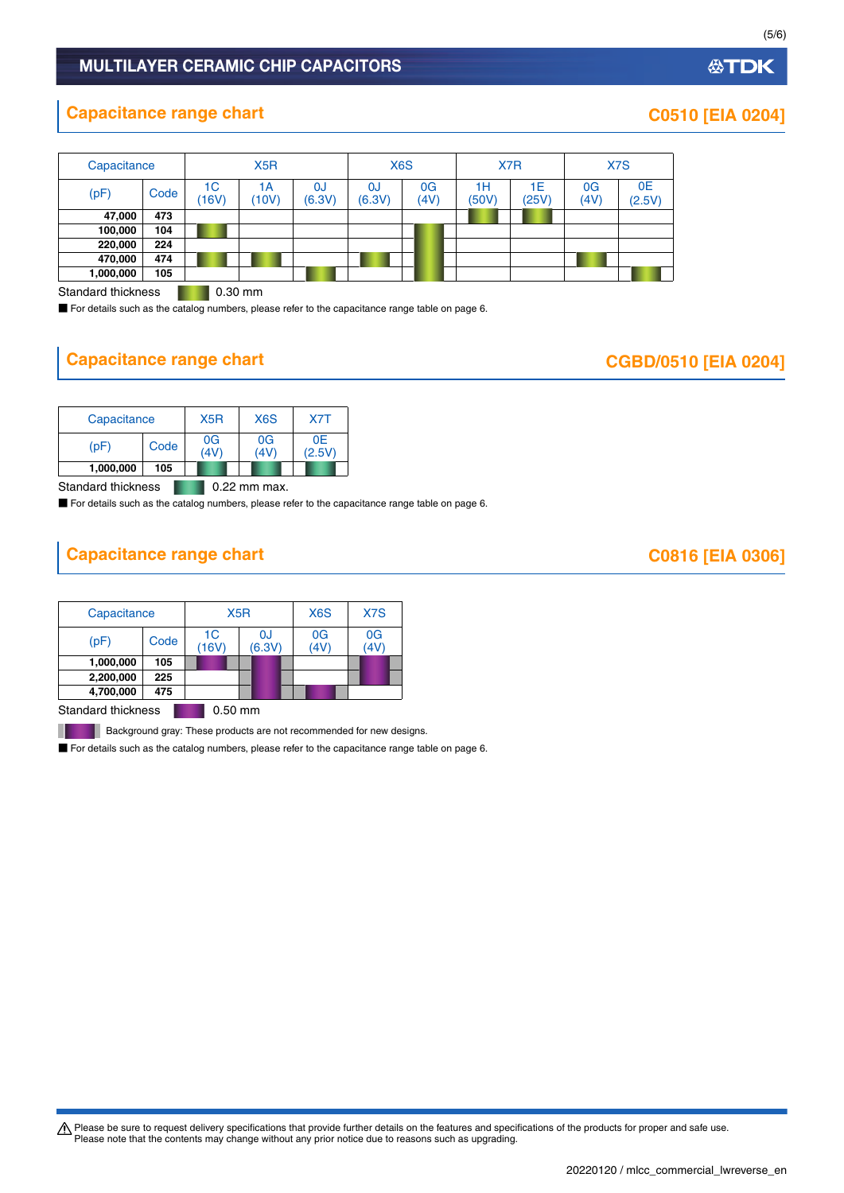## Capacitance range chart

**C0510 [EIA 0204]**

| Capacitance | | X5R | | | X6S | | X7R | | X7S | |
|---|---|---|---|---|---|---|---|---|---|---|
| (pF) | Code | 1C (16V) | 1A (10V) | 0J (6.3V) | 0J (6.3V) | 0G (4V) | 1H (50V) | 1E (25V) | 0G (4V) | 0E (2.5V) |
| 47,000 | 473 | | | | | | ■ | ■ | | |
| 100,000 | 104 | ■ | | | | ■ | | | | |
| 220,000 | 224 | | | | | ■ | | | | |
| 470,000 | 474 | ■ | ■ | | ■ | ■ | | | ■ | |
| 1,000,000 | 105 | | | ■ | | ■ | | | | ■ |

Standard thickness ■ 0.30 mm

■ For details such as the catalog numbers, please refer to the capacitance range table on page 6.

## Capacitance range chart

**CGBD/0510 [EIA 0204]**

| Capacitance | | X5R | X6S | X7T |
|---|---|---|---|---|
| (pF) | Code | 0G (4V) | 0G (4V) | 0E (2.5V) |
| 1,000,000 | 105 | ■ | ■ | ■ |

Standard thickness ■ 0.22 mm max.

■ For details such as the catalog numbers, please refer to the capacitance range table on page 6.

## Capacitance range chart

**C0816 [EIA 0306]**

| Capacitance | | X5R | | X6S | X7S |
|---|---|---|---|---|---|
| (pF) | Code | 1C (16V) | 0J (6.3V) | 0G (4V) | 0G (4V) |
| 1,000,000 | 105 | ■ (gray) | ■ (gray) | | ■ (gray) |
| 2,200,000 | 225 | | ■ (gray) | | ■ (gray) |
| 4,700,000 | 475 | | ■ (gray) | ■ (gray) | |

Standard thickness ■ 0.50 mm

■ (gray) Background gray: These products are not recommended for new designs.

■ For details such as the catalog numbers, please refer to the capacitance range table on page 6.

⚠ Please be sure to request delivery specifications that provide further details on the features and specifications of the products for proper and safe use.
Please note that the contents may change without any prior notice due to reasons such as upgrading.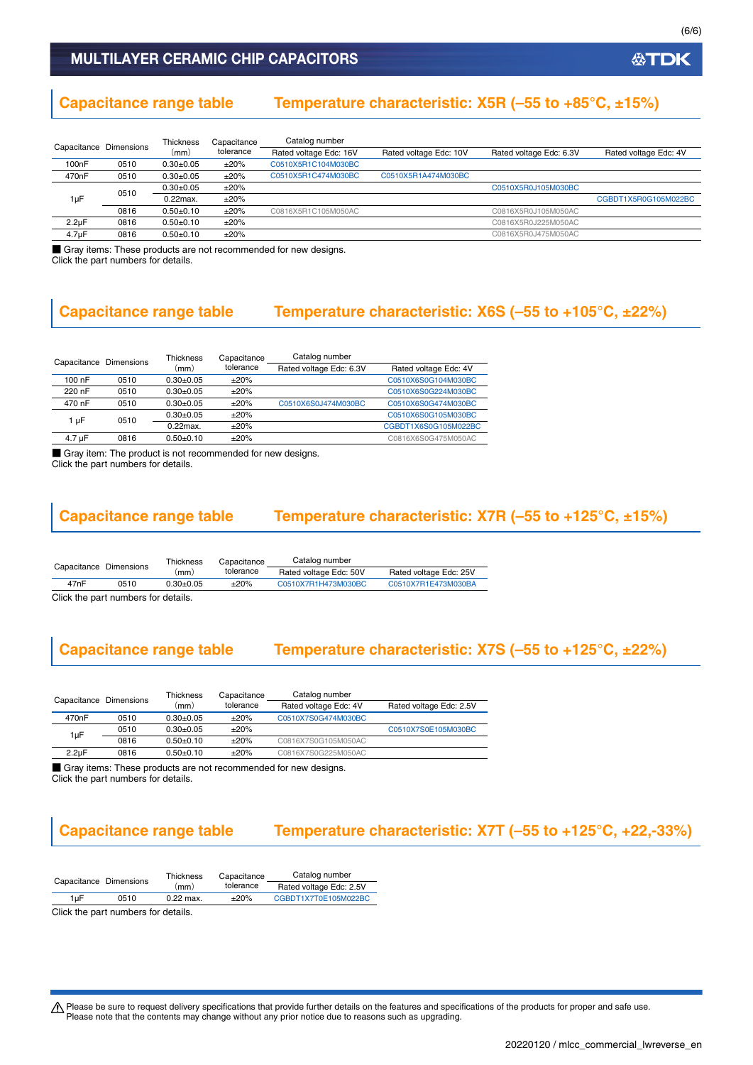## Capacitance range table　Temperature characteristic: X5R (–55 to +85°C, ±15%)

| Capacitance | Dimensions | Thickness (mm) | Capacitance tolerance | Catalog number | | | |
|---|---|---|---|---|---|---|---|
| | | | | Rated voltage Edc: 16V | Rated voltage Edc: 10V | Rated voltage Edc: 6.3V | Rated voltage Edc: 4V |
| 100nF | 0510 | 0.30±0.05 | ±20% | C0510X5R1C104M030BC | | | |
| 470nF | 0510 | 0.30±0.05 | ±20% | C0510X5R1C474M030BC | C0510X5R1A474M030BC | | |
| 1µF | 0510 | 0.30±0.05 | ±20% | | | C0510X5R0J105M030BC | |
| | | 0.22max. | ±20% | | | | CGBDT1X5R0G105M022BC |
| | 0816 | 0.50±0.10 | ±20% | C0816X5R1C105M050AC | | C0816X5R0J105M050AC | |
| 2.2µF | 0816 | 0.50±0.10 | ±20% | | | C0816X5R0J225M050AC | |
| 4.7µF | 0816 | 0.50±0.10 | ±20% | | | C0816X5R0J475M050AC | |

■ Gray items: These products are not recommended for new designs.
Click the part numbers for details.

## Capacitance range table　Temperature characteristic: X6S (–55 to +105°C, ±22%)

| Capacitance | Dimensions | Thickness (mm) | Capacitance tolerance | Catalog number | |
|---|---|---|---|---|---|
| | | | | Rated voltage Edc: 6.3V | Rated voltage Edc: 4V |
| 100 nF | 0510 | 0.30±0.05 | ±20% | | C0510X6S0G104M030BC |
| 220 nF | 0510 | 0.30±0.05 | ±20% | | C0510X6S0G224M030BC |
| 470 nF | 0510 | 0.30±0.05 | ±20% | C0510X6S0J474M030BC | C0510X6S0G474M030BC |
| 1 µF | 0510 | 0.30±0.05 | ±20% | | C0510X6S0G105M030BC |
| | | 0.22max. | ±20% | | CGBDT1X6S0G105M022BC |
| 4.7 µF | 0816 | 0.50±0.10 | ±20% | | C0816X6S0G475M050AC |

■ Gray item: The product is not recommended for new designs.
Click the part numbers for details.

## Capacitance range table　Temperature characteristic: X7R (–55 to +125°C, ±15%)

| Capacitance | Dimensions | Thickness (mm) | Capacitance tolerance | Catalog number | |
|---|---|---|---|---|---|
| | | | | Rated voltage Edc: 50V | Rated voltage Edc: 25V |
| 47nF | 0510 | 0.30±0.05 | ±20% | C0510X7R1H473M030BC | C0510X7R1E473M030BA |

Click the part numbers for details.

## Capacitance range table　Temperature characteristic: X7S (–55 to +125°C, ±22%)

| Capacitance | Dimensions | Thickness (mm) | Capacitance tolerance | Catalog number | |
|---|---|---|---|---|---|
| | | | | Rated voltage Edc: 4V | Rated voltage Edc: 2.5V |
| 470nF | 0510 | 0.30±0.05 | ±20% | C0510X7S0G474M030BC | |
| 1µF | 0510 | 0.30±0.05 | ±20% | | C0510X7S0E105M030BC |
| | 0816 | 0.50±0.10 | ±20% | C0816X7S0G105M050AC | |
| 2.2µF | 0816 | 0.50±0.10 | ±20% | C0816X7S0G225M050AC | |

■ Gray items: These products are not recommended for new designs.
Click the part numbers for details.

## Capacitance range table　Temperature characteristic: X7T (–55 to +125°C, +22,-33%)

| Capacitance | Dimensions | Thickness (mm) | Capacitance tolerance | Catalog number |
|---|---|---|---|---|
| | | | | Rated voltage Edc: 2.5V |
| 1µF | 0510 | 0.22 max. | ±20% | CGBDT1X7T0E105M022BC |

Click the part numbers for details.

⚠ Please be sure to request delivery specifications that provide further details on the features and specifications of the products for proper and safe use.
Please note that the contents may change without any prior notice due to reasons such as upgrading.